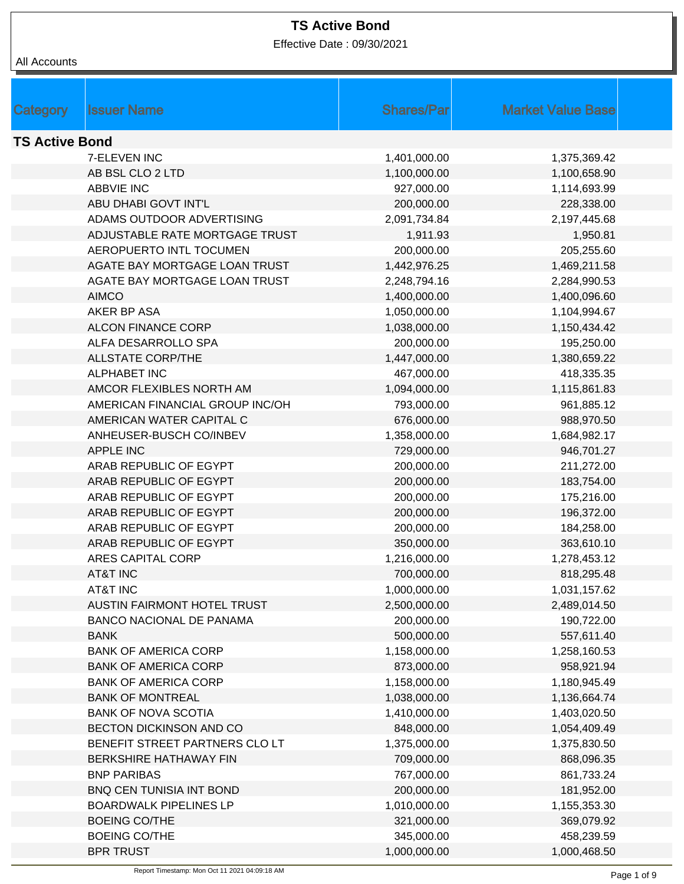# TS Active Bond

Effective Date : 09/30/2021

All Accounts

| Category | Issuer Name | Shares/Par | Market Value Base |
|---|---|---|---|
| **TS Active Bond** | | | |
| | 7-ELEVEN INC | 1,401,000.00 | 1,375,369.42 |
| | AB BSL CLO 2 LTD | 1,100,000.00 | 1,100,658.90 |
| | ABBVIE INC | 927,000.00 | 1,114,693.99 |
| | ABU DHABI GOVT INT'L | 200,000.00 | 228,338.00 |
| | ADAMS OUTDOOR ADVERTISING | 2,091,734.84 | 2,197,445.68 |
| | ADJUSTABLE RATE MORTGAGE TRUST | 1,911.93 | 1,950.81 |
| | AEROPUERTO INTL TOCUMEN | 200,000.00 | 205,255.60 |
| | AGATE BAY MORTGAGE LOAN TRUST | 1,442,976.25 | 1,469,211.58 |
| | AGATE BAY MORTGAGE LOAN TRUST | 2,248,794.16 | 2,284,990.53 |
| | AIMCO | 1,400,000.00 | 1,400,096.60 |
| | AKER BP ASA | 1,050,000.00 | 1,104,994.67 |
| | ALCON FINANCE CORP | 1,038,000.00 | 1,150,434.42 |
| | ALFA DESARROLLO SPA | 200,000.00 | 195,250.00 |
| | ALLSTATE CORP/THE | 1,447,000.00 | 1,380,659.22 |
| | ALPHABET INC | 467,000.00 | 418,335.35 |
| | AMCOR FLEXIBLES NORTH AM | 1,094,000.00 | 1,115,861.83 |
| | AMERICAN FINANCIAL GROUP INC/OH | 793,000.00 | 961,885.12 |
| | AMERICAN WATER CAPITAL C | 676,000.00 | 988,970.50 |
| | ANHEUSER-BUSCH CO/INBEV | 1,358,000.00 | 1,684,982.17 |
| | APPLE INC | 729,000.00 | 946,701.27 |
| | ARAB REPUBLIC OF EGYPT | 200,000.00 | 211,272.00 |
| | ARAB REPUBLIC OF EGYPT | 200,000.00 | 183,754.00 |
| | ARAB REPUBLIC OF EGYPT | 200,000.00 | 175,216.00 |
| | ARAB REPUBLIC OF EGYPT | 200,000.00 | 196,372.00 |
| | ARAB REPUBLIC OF EGYPT | 200,000.00 | 184,258.00 |
| | ARAB REPUBLIC OF EGYPT | 350,000.00 | 363,610.10 |
| | ARES CAPITAL CORP | 1,216,000.00 | 1,278,453.12 |
| | AT&T INC | 700,000.00 | 818,295.48 |
| | AT&T INC | 1,000,000.00 | 1,031,157.62 |
| | AUSTIN FAIRMONT HOTEL TRUST | 2,500,000.00 | 2,489,014.50 |
| | BANCO NACIONAL DE PANAMA | 200,000.00 | 190,722.00 |
| | BANK | 500,000.00 | 557,611.40 |
| | BANK OF AMERICA CORP | 1,158,000.00 | 1,258,160.53 |
| | BANK OF AMERICA CORP | 873,000.00 | 958,921.94 |
| | BANK OF AMERICA CORP | 1,158,000.00 | 1,180,945.49 |
| | BANK OF MONTREAL | 1,038,000.00 | 1,136,664.74 |
| | BANK OF NOVA SCOTIA | 1,410,000.00 | 1,403,020.50 |
| | BECTON DICKINSON AND CO | 848,000.00 | 1,054,409.49 |
| | BENEFIT STREET PARTNERS CLO LT | 1,375,000.00 | 1,375,830.50 |
| | BERKSHIRE HATHAWAY FIN | 709,000.00 | 868,096.35 |
| | BNP PARIBAS | 767,000.00 | 861,733.24 |
| | BNQ CEN TUNISIA INT BOND | 200,000.00 | 181,952.00 |
| | BOARDWALK PIPELINES LP | 1,010,000.00 | 1,155,353.30 |
| | BOEING CO/THE | 321,000.00 | 369,079.92 |
| | BOEING CO/THE | 345,000.00 | 458,239.59 |
| | BPR TRUST | 1,000,000.00 | 1,000,468.50 |

Report Timestamp: Mon Oct 11 2021 04:09:18 AM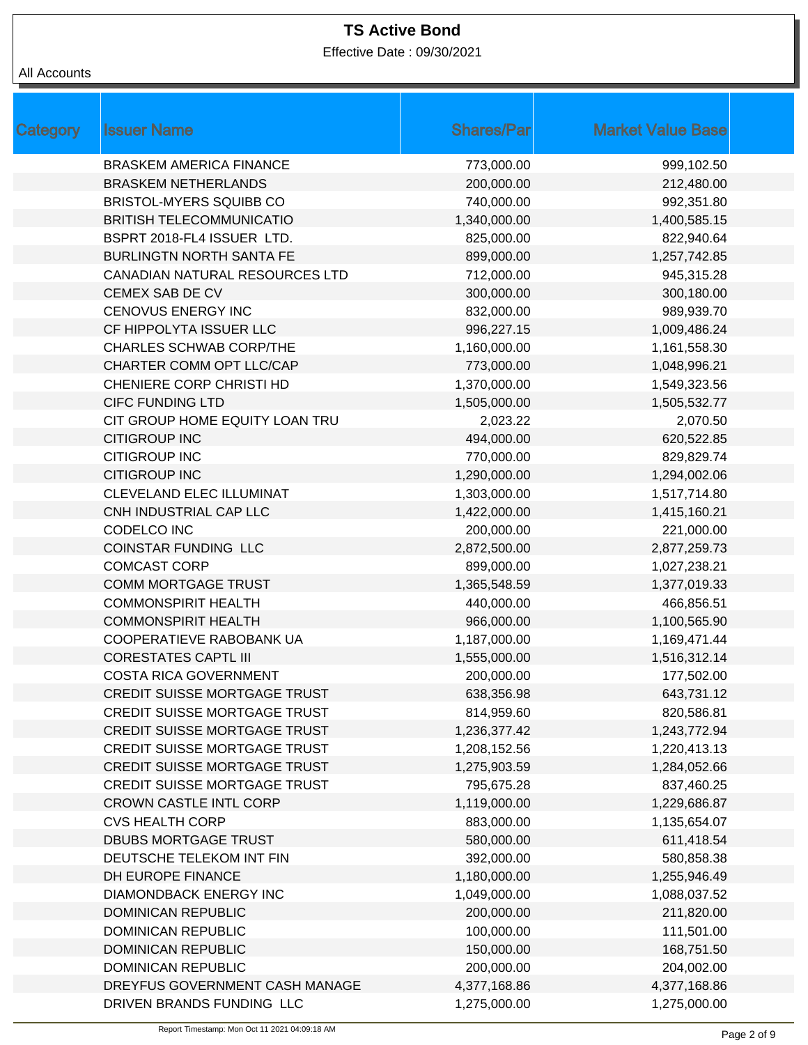# TS Active Bond

Effective Date : 09/30/2021

All Accounts

| Category | Issuer Name | Shares/Par | Market Value Base |
|---|---|---|---|
| | BRASKEM AMERICA FINANCE | 773,000.00 | 999,102.50 |
| | BRASKEM NETHERLANDS | 200,000.00 | 212,480.00 |
| | BRISTOL-MYERS SQUIBB CO | 740,000.00 | 992,351.80 |
| | BRITISH TELECOMMUNICATIO | 1,340,000.00 | 1,400,585.15 |
| | BSPRT 2018-FL4 ISSUER LTD. | 825,000.00 | 822,940.64 |
| | BURLINGTN NORTH SANTA FE | 899,000.00 | 1,257,742.85 |
| | CANADIAN NATURAL RESOURCES LTD | 712,000.00 | 945,315.28 |
| | CEMEX SAB DE CV | 300,000.00 | 300,180.00 |
| | CENOVUS ENERGY INC | 832,000.00 | 989,939.70 |
| | CF HIPPOLYTA ISSUER LLC | 996,227.15 | 1,009,486.24 |
| | CHARLES SCHWAB CORP/THE | 1,160,000.00 | 1,161,558.30 |
| | CHARTER COMM OPT LLC/CAP | 773,000.00 | 1,048,996.21 |
| | CHENIERE CORP CHRISTI HD | 1,370,000.00 | 1,549,323.56 |
| | CIFC FUNDING LTD | 1,505,000.00 | 1,505,532.77 |
| | CIT GROUP HOME EQUITY LOAN TRU | 2,023.22 | 2,070.50 |
| | CITIGROUP INC | 494,000.00 | 620,522.85 |
| | CITIGROUP INC | 770,000.00 | 829,829.74 |
| | CITIGROUP INC | 1,290,000.00 | 1,294,002.06 |
| | CLEVELAND ELEC ILLUMINAT | 1,303,000.00 | 1,517,714.80 |
| | CNH INDUSTRIAL CAP LLC | 1,422,000.00 | 1,415,160.21 |
| | CODELCO INC | 200,000.00 | 221,000.00 |
| | COINSTAR FUNDING LLC | 2,872,500.00 | 2,877,259.73 |
| | COMCAST CORP | 899,000.00 | 1,027,238.21 |
| | COMM MORTGAGE TRUST | 1,365,548.59 | 1,377,019.33 |
| | COMMONSPIRIT HEALTH | 440,000.00 | 466,856.51 |
| | COMMONSPIRIT HEALTH | 966,000.00 | 1,100,565.90 |
| | COOPERATIEVE RABOBANK UA | 1,187,000.00 | 1,169,471.44 |
| | CORESTATES CAPTL III | 1,555,000.00 | 1,516,312.14 |
| | COSTA RICA GOVERNMENT | 200,000.00 | 177,502.00 |
| | CREDIT SUISSE MORTGAGE TRUST | 638,356.98 | 643,731.12 |
| | CREDIT SUISSE MORTGAGE TRUST | 814,959.60 | 820,586.81 |
| | CREDIT SUISSE MORTGAGE TRUST | 1,236,377.42 | 1,243,772.94 |
| | CREDIT SUISSE MORTGAGE TRUST | 1,208,152.56 | 1,220,413.13 |
| | CREDIT SUISSE MORTGAGE TRUST | 1,275,903.59 | 1,284,052.66 |
| | CREDIT SUISSE MORTGAGE TRUST | 795,675.28 | 837,460.25 |
| | CROWN CASTLE INTL CORP | 1,119,000.00 | 1,229,686.87 |
| | CVS HEALTH CORP | 883,000.00 | 1,135,654.07 |
| | DBUBS MORTGAGE TRUST | 580,000.00 | 611,418.54 |
| | DEUTSCHE TELEKOM INT FIN | 392,000.00 | 580,858.38 |
| | DH EUROPE FINANCE | 1,180,000.00 | 1,255,946.49 |
| | DIAMONDBACK ENERGY INC | 1,049,000.00 | 1,088,037.52 |
| | DOMINICAN REPUBLIC | 200,000.00 | 211,820.00 |
| | DOMINICAN REPUBLIC | 100,000.00 | 111,501.00 |
| | DOMINICAN REPUBLIC | 150,000.00 | 168,751.50 |
| | DOMINICAN REPUBLIC | 200,000.00 | 204,002.00 |
| | DREYFUS GOVERNMENT CASH MANAGE | 4,377,168.86 | 4,377,168.86 |
| | DRIVEN BRANDS FUNDING LLC | 1,275,000.00 | 1,275,000.00 |

Report Timestamp: Mon Oct 11 2021 04:09:18 AM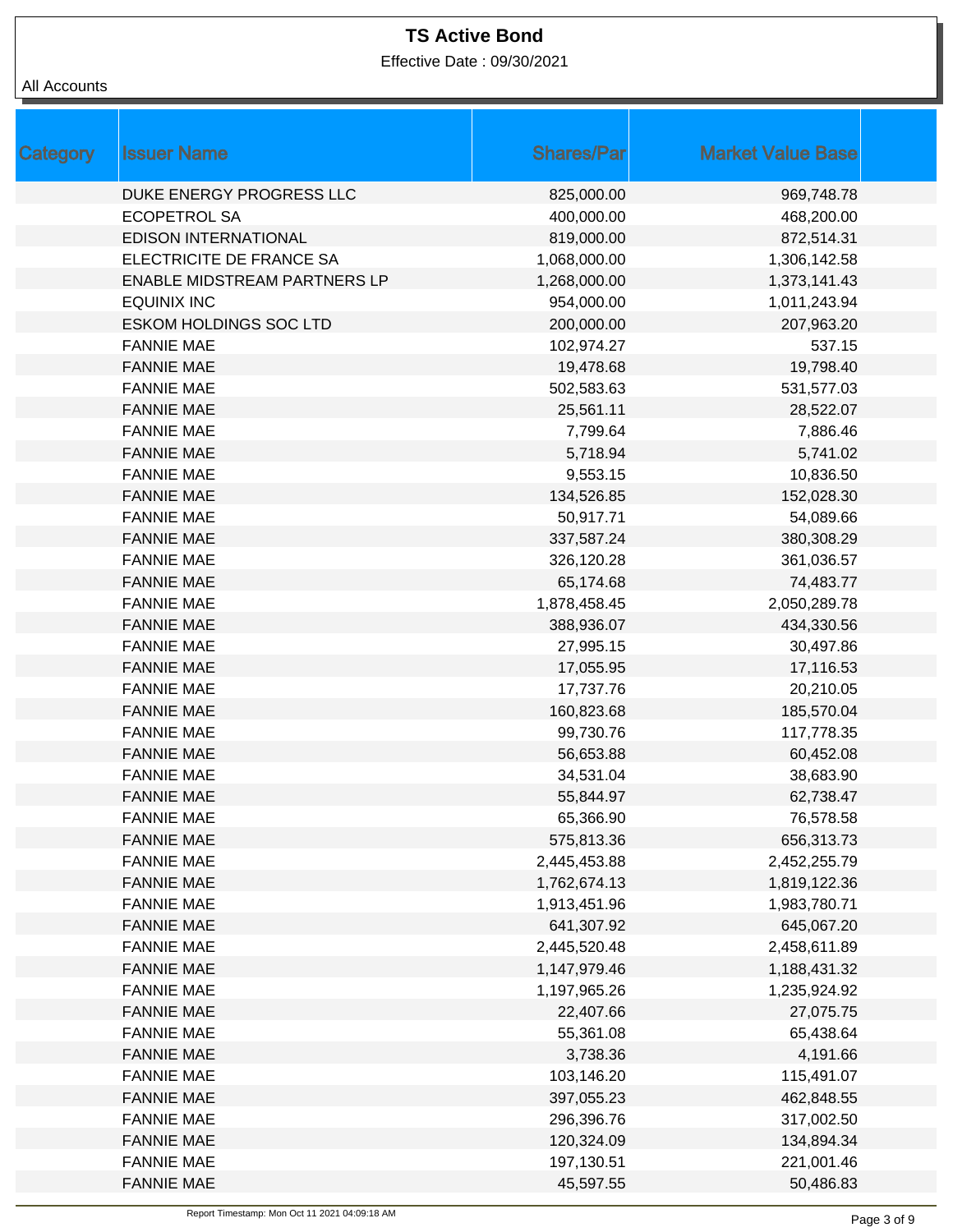# TS Active Bond

Effective Date : 09/30/2021

All Accounts

| Category | Issuer Name | Shares/Par | Market Value Base |
|---|---|---|---|
| | DUKE ENERGY PROGRESS LLC | 825,000.00 | 969,748.78 |
| | ECOPETROL SA | 400,000.00 | 468,200.00 |
| | EDISON INTERNATIONAL | 819,000.00 | 872,514.31 |
| | ELECTRICITE DE FRANCE SA | 1,068,000.00 | 1,306,142.58 |
| | ENABLE MIDSTREAM PARTNERS LP | 1,268,000.00 | 1,373,141.43 |
| | EQUINIX INC | 954,000.00 | 1,011,243.94 |
| | ESKOM HOLDINGS SOC LTD | 200,000.00 | 207,963.20 |
| | FANNIE MAE | 102,974.27 | 537.15 |
| | FANNIE MAE | 19,478.68 | 19,798.40 |
| | FANNIE MAE | 502,583.63 | 531,577.03 |
| | FANNIE MAE | 25,561.11 | 28,522.07 |
| | FANNIE MAE | 7,799.64 | 7,886.46 |
| | FANNIE MAE | 5,718.94 | 5,741.02 |
| | FANNIE MAE | 9,553.15 | 10,836.50 |
| | FANNIE MAE | 134,526.85 | 152,028.30 |
| | FANNIE MAE | 50,917.71 | 54,089.66 |
| | FANNIE MAE | 337,587.24 | 380,308.29 |
| | FANNIE MAE | 326,120.28 | 361,036.57 |
| | FANNIE MAE | 65,174.68 | 74,483.77 |
| | FANNIE MAE | 1,878,458.45 | 2,050,289.78 |
| | FANNIE MAE | 388,936.07 | 434,330.56 |
| | FANNIE MAE | 27,995.15 | 30,497.86 |
| | FANNIE MAE | 17,055.95 | 17,116.53 |
| | FANNIE MAE | 17,737.76 | 20,210.05 |
| | FANNIE MAE | 160,823.68 | 185,570.04 |
| | FANNIE MAE | 99,730.76 | 117,778.35 |
| | FANNIE MAE | 56,653.88 | 60,452.08 |
| | FANNIE MAE | 34,531.04 | 38,683.90 |
| | FANNIE MAE | 55,844.97 | 62,738.47 |
| | FANNIE MAE | 65,366.90 | 76,578.58 |
| | FANNIE MAE | 575,813.36 | 656,313.73 |
| | FANNIE MAE | 2,445,453.88 | 2,452,255.79 |
| | FANNIE MAE | 1,762,674.13 | 1,819,122.36 |
| | FANNIE MAE | 1,913,451.96 | 1,983,780.71 |
| | FANNIE MAE | 641,307.92 | 645,067.20 |
| | FANNIE MAE | 2,445,520.48 | 2,458,611.89 |
| | FANNIE MAE | 1,147,979.46 | 1,188,431.32 |
| | FANNIE MAE | 1,197,965.26 | 1,235,924.92 |
| | FANNIE MAE | 22,407.66 | 27,075.75 |
| | FANNIE MAE | 55,361.08 | 65,438.64 |
| | FANNIE MAE | 3,738.36 | 4,191.66 |
| | FANNIE MAE | 103,146.20 | 115,491.07 |
| | FANNIE MAE | 397,055.23 | 462,848.55 |
| | FANNIE MAE | 296,396.76 | 317,002.50 |
| | FANNIE MAE | 120,324.09 | 134,894.34 |
| | FANNIE MAE | 197,130.51 | 221,001.46 |
| | FANNIE MAE | 45,597.55 | 50,486.83 |

Report Timestamp: Mon Oct 11 2021 04:09:18 AM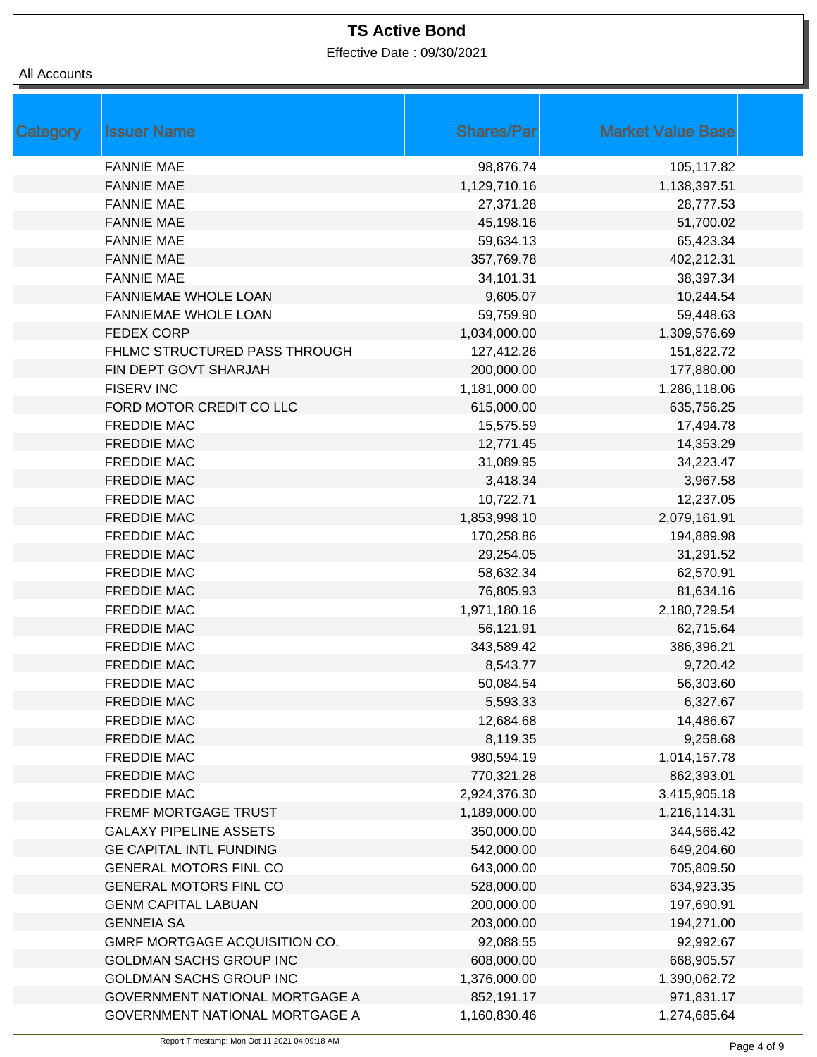# TS Active Bond

Effective Date : 09/30/2021

All Accounts

| Category | Issuer Name | Shares/Par | Market Value Base |
|---|---|---|---|
| | FANNIE MAE | 98,876.74 | 105,117.82 |
| | FANNIE MAE | 1,129,710.16 | 1,138,397.51 |
| | FANNIE MAE | 27,371.28 | 28,777.53 |
| | FANNIE MAE | 45,198.16 | 51,700.02 |
| | FANNIE MAE | 59,634.13 | 65,423.34 |
| | FANNIE MAE | 357,769.78 | 402,212.31 |
| | FANNIE MAE | 34,101.31 | 38,397.34 |
| | FANNIEMAE WHOLE LOAN | 9,605.07 | 10,244.54 |
| | FANNIEMAE WHOLE LOAN | 59,759.90 | 59,448.63 |
| | FEDEX CORP | 1,034,000.00 | 1,309,576.69 |
| | FHLMC STRUCTURED PASS THROUGH | 127,412.26 | 151,822.72 |
| | FIN DEPT GOVT SHARJAH | 200,000.00 | 177,880.00 |
| | FISERV INC | 1,181,000.00 | 1,286,118.06 |
| | FORD MOTOR CREDIT CO LLC | 615,000.00 | 635,756.25 |
| | FREDDIE MAC | 15,575.59 | 17,494.78 |
| | FREDDIE MAC | 12,771.45 | 14,353.29 |
| | FREDDIE MAC | 31,089.95 | 34,223.47 |
| | FREDDIE MAC | 3,418.34 | 3,967.58 |
| | FREDDIE MAC | 10,722.71 | 12,237.05 |
| | FREDDIE MAC | 1,853,998.10 | 2,079,161.91 |
| | FREDDIE MAC | 170,258.86 | 194,889.98 |
| | FREDDIE MAC | 29,254.05 | 31,291.52 |
| | FREDDIE MAC | 58,632.34 | 62,570.91 |
| | FREDDIE MAC | 76,805.93 | 81,634.16 |
| | FREDDIE MAC | 1,971,180.16 | 2,180,729.54 |
| | FREDDIE MAC | 56,121.91 | 62,715.64 |
| | FREDDIE MAC | 343,589.42 | 386,396.21 |
| | FREDDIE MAC | 8,543.77 | 9,720.42 |
| | FREDDIE MAC | 50,084.54 | 56,303.60 |
| | FREDDIE MAC | 5,593.33 | 6,327.67 |
| | FREDDIE MAC | 12,684.68 | 14,486.67 |
| | FREDDIE MAC | 8,119.35 | 9,258.68 |
| | FREDDIE MAC | 980,594.19 | 1,014,157.78 |
| | FREDDIE MAC | 770,321.28 | 862,393.01 |
| | FREDDIE MAC | 2,924,376.30 | 3,415,905.18 |
| | FREMF MORTGAGE TRUST | 1,189,000.00 | 1,216,114.31 |
| | GALAXY PIPELINE ASSETS | 350,000.00 | 344,566.42 |
| | GE CAPITAL INTL FUNDING | 542,000.00 | 649,204.60 |
| | GENERAL MOTORS FINL CO | 643,000.00 | 705,809.50 |
| | GENERAL MOTORS FINL CO | 528,000.00 | 634,923.35 |
| | GENM CAPITAL LABUAN | 200,000.00 | 197,690.91 |
| | GENNEIA SA | 203,000.00 | 194,271.00 |
| | GMRF MORTGAGE ACQUISITION CO. | 92,088.55 | 92,992.67 |
| | GOLDMAN SACHS GROUP INC | 608,000.00 | 668,905.57 |
| | GOLDMAN SACHS GROUP INC | 1,376,000.00 | 1,390,062.72 |
| | GOVERNMENT NATIONAL MORTGAGE A | 852,191.17 | 971,831.17 |
| | GOVERNMENT NATIONAL MORTGAGE A | 1,160,830.46 | 1,274,685.64 |

Report Timestamp: Mon Oct 11 2021 04:09:18 AM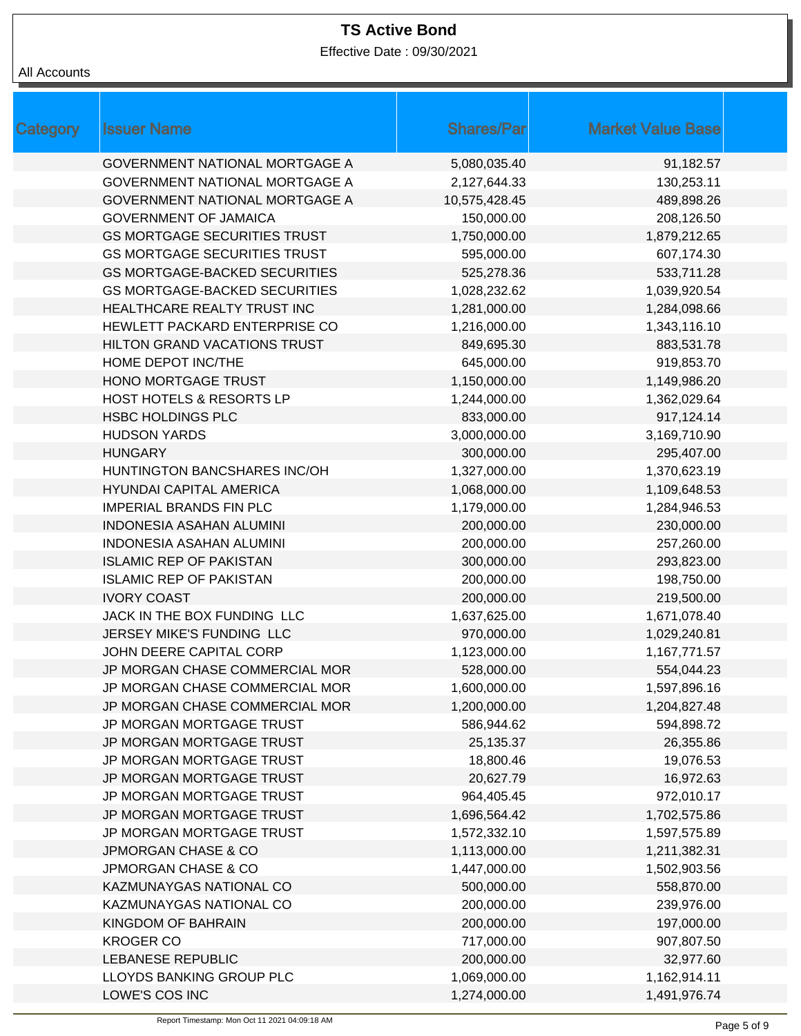# TS Active Bond

Effective Date : 09/30/2021

All Accounts

| Category | Issuer Name | Shares/Par | Market Value Base | |
|---|---|---|---|---|
| | GOVERNMENT NATIONAL MORTGAGE A | 5,080,035.40 | 91,182.57 | |
| | GOVERNMENT NATIONAL MORTGAGE A | 2,127,644.33 | 130,253.11 | |
| | GOVERNMENT NATIONAL MORTGAGE A | 10,575,428.45 | 489,898.26 | |
| | GOVERNMENT OF JAMAICA | 150,000.00 | 208,126.50 | |
| | GS MORTGAGE SECURITIES TRUST | 1,750,000.00 | 1,879,212.65 | |
| | GS MORTGAGE SECURITIES TRUST | 595,000.00 | 607,174.30 | |
| | GS MORTGAGE-BACKED SECURITIES | 525,278.36 | 533,711.28 | |
| | GS MORTGAGE-BACKED SECURITIES | 1,028,232.62 | 1,039,920.54 | |
| | HEALTHCARE REALTY TRUST INC | 1,281,000.00 | 1,284,098.66 | |
| | HEWLETT PACKARD ENTERPRISE CO | 1,216,000.00 | 1,343,116.10 | |
| | HILTON GRAND VACATIONS TRUST | 849,695.30 | 883,531.78 | |
| | HOME DEPOT INC/THE | 645,000.00 | 919,853.70 | |
| | HONO MORTGAGE TRUST | 1,150,000.00 | 1,149,986.20 | |
| | HOST HOTELS & RESORTS LP | 1,244,000.00 | 1,362,029.64 | |
| | HSBC HOLDINGS PLC | 833,000.00 | 917,124.14 | |
| | HUDSON YARDS | 3,000,000.00 | 3,169,710.90 | |
| | HUNGARY | 300,000.00 | 295,407.00 | |
| | HUNTINGTON BANCSHARES INC/OH | 1,327,000.00 | 1,370,623.19 | |
| | HYUNDAI CAPITAL AMERICA | 1,068,000.00 | 1,109,648.53 | |
| | IMPERIAL BRANDS FIN PLC | 1,179,000.00 | 1,284,946.53 | |
| | INDONESIA ASAHAN ALUMINI | 200,000.00 | 230,000.00 | |
| | INDONESIA ASAHAN ALUMINI | 200,000.00 | 257,260.00 | |
| | ISLAMIC REP OF PAKISTAN | 300,000.00 | 293,823.00 | |
| | ISLAMIC REP OF PAKISTAN | 200,000.00 | 198,750.00 | |
| | IVORY COAST | 200,000.00 | 219,500.00 | |
| | JACK IN THE BOX FUNDING LLC | 1,637,625.00 | 1,671,078.40 | |
| | JERSEY MIKE'S FUNDING LLC | 970,000.00 | 1,029,240.81 | |
| | JOHN DEERE CAPITAL CORP | 1,123,000.00 | 1,167,771.57 | |
| | JP MORGAN CHASE COMMERCIAL MOR | 528,000.00 | 554,044.23 | |
| | JP MORGAN CHASE COMMERCIAL MOR | 1,600,000.00 | 1,597,896.16 | |
| | JP MORGAN CHASE COMMERCIAL MOR | 1,200,000.00 | 1,204,827.48 | |
| | JP MORGAN MORTGAGE TRUST | 586,944.62 | 594,898.72 | |
| | JP MORGAN MORTGAGE TRUST | 25,135.37 | 26,355.86 | |
| | JP MORGAN MORTGAGE TRUST | 18,800.46 | 19,076.53 | |
| | JP MORGAN MORTGAGE TRUST | 20,627.79 | 16,972.63 | |
| | JP MORGAN MORTGAGE TRUST | 964,405.45 | 972,010.17 | |
| | JP MORGAN MORTGAGE TRUST | 1,696,564.42 | 1,702,575.86 | |
| | JP MORGAN MORTGAGE TRUST | 1,572,332.10 | 1,597,575.89 | |
| | JPMORGAN CHASE & CO | 1,113,000.00 | 1,211,382.31 | |
| | JPMORGAN CHASE & CO | 1,447,000.00 | 1,502,903.56 | |
| | KAZMUNAYGAS NATIONAL CO | 500,000.00 | 558,870.00 | |
| | KAZMUNAYGAS NATIONAL CO | 200,000.00 | 239,976.00 | |
| | KINGDOM OF BAHRAIN | 200,000.00 | 197,000.00 | |
| | KROGER CO | 717,000.00 | 907,807.50 | |
| | LEBANESE REPUBLIC | 200,000.00 | 32,977.60 | |
| | LLOYDS BANKING GROUP PLC | 1,069,000.00 | 1,162,914.11 | |
| | LOWE'S COS INC | 1,274,000.00 | 1,491,976.74 | |

Report Timestamp: Mon Oct 11 2021 04:09:18 AM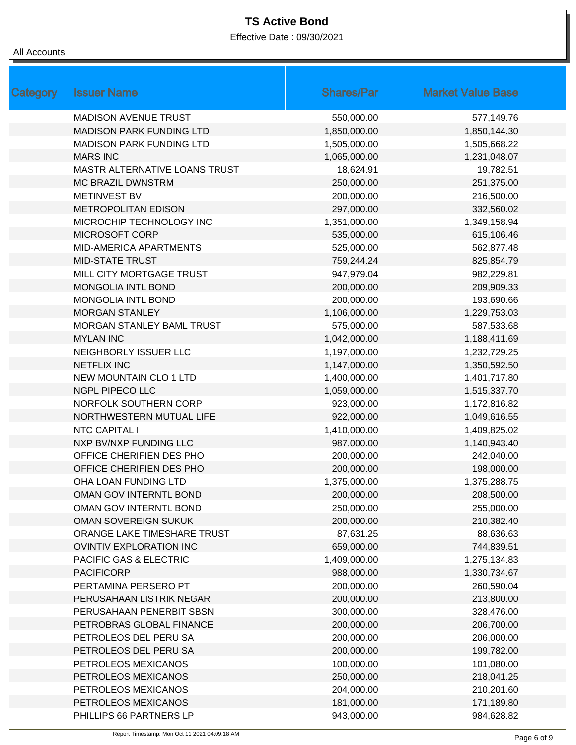# TS Active Bond

Effective Date : 09/30/2021

All Accounts

| Category | Issuer Name | Shares/Par | Market Value Base |
|---|---|---|---|
| | MADISON AVENUE TRUST | 550,000.00 | 577,149.76 |
| | MADISON PARK FUNDING LTD | 1,850,000.00 | 1,850,144.30 |
| | MADISON PARK FUNDING LTD | 1,505,000.00 | 1,505,668.22 |
| | MARS INC | 1,065,000.00 | 1,231,048.07 |
| | MASTR ALTERNATIVE LOANS TRUST | 18,624.91 | 19,782.51 |
| | MC BRAZIL DWNSTRM | 250,000.00 | 251,375.00 |
| | METINVEST BV | 200,000.00 | 216,500.00 |
| | METROPOLITAN EDISON | 297,000.00 | 332,560.02 |
| | MICROCHIP TECHNOLOGY INC | 1,351,000.00 | 1,349,158.94 |
| | MICROSOFT CORP | 535,000.00 | 615,106.46 |
| | MID-AMERICA APARTMENTS | 525,000.00 | 562,877.48 |
| | MID-STATE TRUST | 759,244.24 | 825,854.79 |
| | MILL CITY MORTGAGE TRUST | 947,979.04 | 982,229.81 |
| | MONGOLIA INTL BOND | 200,000.00 | 209,909.33 |
| | MONGOLIA INTL BOND | 200,000.00 | 193,690.66 |
| | MORGAN STANLEY | 1,106,000.00 | 1,229,753.03 |
| | MORGAN STANLEY BAML TRUST | 575,000.00 | 587,533.68 |
| | MYLAN INC | 1,042,000.00 | 1,188,411.69 |
| | NEIGHBORLY ISSUER LLC | 1,197,000.00 | 1,232,729.25 |
| | NETFLIX INC | 1,147,000.00 | 1,350,592.50 |
| | NEW MOUNTAIN CLO 1 LTD | 1,400,000.00 | 1,401,717.80 |
| | NGPL PIPECO LLC | 1,059,000.00 | 1,515,337.70 |
| | NORFOLK SOUTHERN CORP | 923,000.00 | 1,172,816.82 |
| | NORTHWESTERN MUTUAL LIFE | 922,000.00 | 1,049,616.55 |
| | NTC CAPITAL I | 1,410,000.00 | 1,409,825.02 |
| | NXP BV/NXP FUNDING LLC | 987,000.00 | 1,140,943.40 |
| | OFFICE CHERIFIEN DES PHO | 200,000.00 | 242,040.00 |
| | OFFICE CHERIFIEN DES PHO | 200,000.00 | 198,000.00 |
| | OHA LOAN FUNDING LTD | 1,375,000.00 | 1,375,288.75 |
| | OMAN GOV INTERNTL BOND | 200,000.00 | 208,500.00 |
| | OMAN GOV INTERNTL BOND | 250,000.00 | 255,000.00 |
| | OMAN SOVEREIGN SUKUK | 200,000.00 | 210,382.40 |
| | ORANGE LAKE TIMESHARE TRUST | 87,631.25 | 88,636.63 |
| | OVINTIV EXPLORATION INC | 659,000.00 | 744,839.51 |
| | PACIFIC GAS & ELECTRIC | 1,409,000.00 | 1,275,134.83 |
| | PACIFICORP | 988,000.00 | 1,330,734.67 |
| | PERTAMINA PERSERO PT | 200,000.00 | 260,590.04 |
| | PERUSAHAAN LISTRIK NEGAR | 200,000.00 | 213,800.00 |
| | PERUSAHAAN PENERBIT SBSN | 300,000.00 | 328,476.00 |
| | PETROBRAS GLOBAL FINANCE | 200,000.00 | 206,700.00 |
| | PETROLEOS DEL PERU SA | 200,000.00 | 206,000.00 |
| | PETROLEOS DEL PERU SA | 200,000.00 | 199,782.00 |
| | PETROLEOS MEXICANOS | 100,000.00 | 101,080.00 |
| | PETROLEOS MEXICANOS | 250,000.00 | 218,041.25 |
| | PETROLEOS MEXICANOS | 204,000.00 | 210,201.60 |
| | PETROLEOS MEXICANOS | 181,000.00 | 171,189.80 |
| | PHILLIPS 66 PARTNERS LP | 943,000.00 | 984,628.82 |

Report Timestamp: Mon Oct 11 2021 04:09:18 AM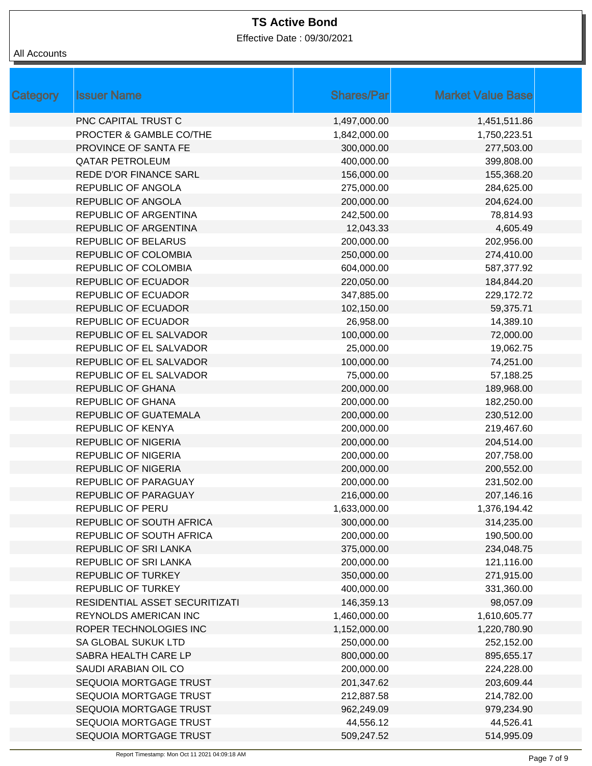# TS Active Bond

Effective Date : 09/30/2021

All Accounts

| Category | Issuer Name | Shares/Par | Market Value Base |
|---|---|---|---|
| | PNC CAPITAL TRUST C | 1,497,000.00 | 1,451,511.86 |
| | PROCTER & GAMBLE CO/THE | 1,842,000.00 | 1,750,223.51 |
| | PROVINCE OF SANTA FE | 300,000.00 | 277,503.00 |
| | QATAR PETROLEUM | 400,000.00 | 399,808.00 |
| | REDE D'OR FINANCE SARL | 156,000.00 | 155,368.20 |
| | REPUBLIC OF ANGOLA | 275,000.00 | 284,625.00 |
| | REPUBLIC OF ANGOLA | 200,000.00 | 204,624.00 |
| | REPUBLIC OF ARGENTINA | 242,500.00 | 78,814.93 |
| | REPUBLIC OF ARGENTINA | 12,043.33 | 4,605.49 |
| | REPUBLIC OF BELARUS | 200,000.00 | 202,956.00 |
| | REPUBLIC OF COLOMBIA | 250,000.00 | 274,410.00 |
| | REPUBLIC OF COLOMBIA | 604,000.00 | 587,377.92 |
| | REPUBLIC OF ECUADOR | 220,050.00 | 184,844.20 |
| | REPUBLIC OF ECUADOR | 347,885.00 | 229,172.72 |
| | REPUBLIC OF ECUADOR | 102,150.00 | 59,375.71 |
| | REPUBLIC OF ECUADOR | 26,958.00 | 14,389.10 |
| | REPUBLIC OF EL SALVADOR | 100,000.00 | 72,000.00 |
| | REPUBLIC OF EL SALVADOR | 25,000.00 | 19,062.75 |
| | REPUBLIC OF EL SALVADOR | 100,000.00 | 74,251.00 |
| | REPUBLIC OF EL SALVADOR | 75,000.00 | 57,188.25 |
| | REPUBLIC OF GHANA | 200,000.00 | 189,968.00 |
| | REPUBLIC OF GHANA | 200,000.00 | 182,250.00 |
| | REPUBLIC OF GUATEMALA | 200,000.00 | 230,512.00 |
| | REPUBLIC OF KENYA | 200,000.00 | 219,467.60 |
| | REPUBLIC OF NIGERIA | 200,000.00 | 204,514.00 |
| | REPUBLIC OF NIGERIA | 200,000.00 | 207,758.00 |
| | REPUBLIC OF NIGERIA | 200,000.00 | 200,552.00 |
| | REPUBLIC OF PARAGUAY | 200,000.00 | 231,502.00 |
| | REPUBLIC OF PARAGUAY | 216,000.00 | 207,146.16 |
| | REPUBLIC OF PERU | 1,633,000.00 | 1,376,194.42 |
| | REPUBLIC OF SOUTH AFRICA | 300,000.00 | 314,235.00 |
| | REPUBLIC OF SOUTH AFRICA | 200,000.00 | 190,500.00 |
| | REPUBLIC OF SRI LANKA | 375,000.00 | 234,048.75 |
| | REPUBLIC OF SRI LANKA | 200,000.00 | 121,116.00 |
| | REPUBLIC OF TURKEY | 350,000.00 | 271,915.00 |
| | REPUBLIC OF TURKEY | 400,000.00 | 331,360.00 |
| | RESIDENTIAL ASSET SECURITIZATI | 146,359.13 | 98,057.09 |
| | REYNOLDS AMERICAN INC | 1,460,000.00 | 1,610,605.77 |
| | ROPER TECHNOLOGIES INC | 1,152,000.00 | 1,220,780.90 |
| | SA GLOBAL SUKUK LTD | 250,000.00 | 252,152.00 |
| | SABRA HEALTH CARE LP | 800,000.00 | 895,655.17 |
| | SAUDI ARABIAN OIL CO | 200,000.00 | 224,228.00 |
| | SEQUOIA MORTGAGE TRUST | 201,347.62 | 203,609.44 |
| | SEQUOIA MORTGAGE TRUST | 212,887.58 | 214,782.00 |
| | SEQUOIA MORTGAGE TRUST | 962,249.09 | 979,234.90 |
| | SEQUOIA MORTGAGE TRUST | 44,556.12 | 44,526.41 |
| | SEQUOIA MORTGAGE TRUST | 509,247.52 | 514,995.09 |

Report Timestamp: Mon Oct 11 2021 04:09:18 AM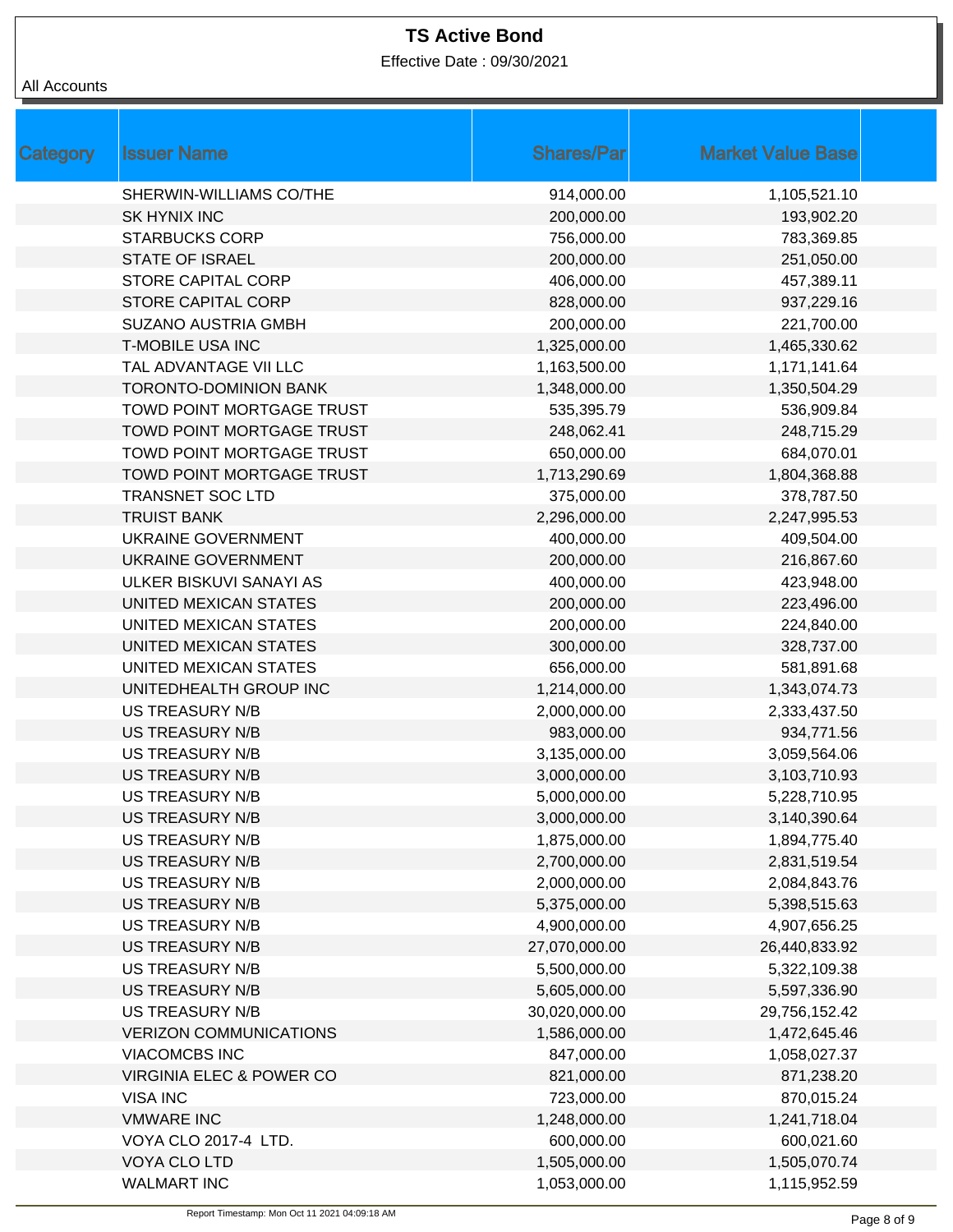# TS Active Bond

Effective Date : 09/30/2021

All Accounts

| Category | Issuer Name | Shares/Par | Market Value Base |
|---|---|---|---|
| | SHERWIN-WILLIAMS CO/THE | 914,000.00 | 1,105,521.10 |
| | SK HYNIX INC | 200,000.00 | 193,902.20 |
| | STARBUCKS CORP | 756,000.00 | 783,369.85 |
| | STATE OF ISRAEL | 200,000.00 | 251,050.00 |
| | STORE CAPITAL CORP | 406,000.00 | 457,389.11 |
| | STORE CAPITAL CORP | 828,000.00 | 937,229.16 |
| | SUZANO AUSTRIA GMBH | 200,000.00 | 221,700.00 |
| | T-MOBILE USA INC | 1,325,000.00 | 1,465,330.62 |
| | TAL ADVANTAGE VII LLC | 1,163,500.00 | 1,171,141.64 |
| | TORONTO-DOMINION BANK | 1,348,000.00 | 1,350,504.29 |
| | TOWD POINT MORTGAGE TRUST | 535,395.79 | 536,909.84 |
| | TOWD POINT MORTGAGE TRUST | 248,062.41 | 248,715.29 |
| | TOWD POINT MORTGAGE TRUST | 650,000.00 | 684,070.01 |
| | TOWD POINT MORTGAGE TRUST | 1,713,290.69 | 1,804,368.88 |
| | TRANSNET SOC LTD | 375,000.00 | 378,787.50 |
| | TRUIST BANK | 2,296,000.00 | 2,247,995.53 |
| | UKRAINE GOVERNMENT | 400,000.00 | 409,504.00 |
| | UKRAINE GOVERNMENT | 200,000.00 | 216,867.60 |
| | ULKER BISKUVI SANAYI AS | 400,000.00 | 423,948.00 |
| | UNITED MEXICAN STATES | 200,000.00 | 223,496.00 |
| | UNITED MEXICAN STATES | 200,000.00 | 224,840.00 |
| | UNITED MEXICAN STATES | 300,000.00 | 328,737.00 |
| | UNITED MEXICAN STATES | 656,000.00 | 581,891.68 |
| | UNITEDHEALTH GROUP INC | 1,214,000.00 | 1,343,074.73 |
| | US TREASURY N/B | 2,000,000.00 | 2,333,437.50 |
| | US TREASURY N/B | 983,000.00 | 934,771.56 |
| | US TREASURY N/B | 3,135,000.00 | 3,059,564.06 |
| | US TREASURY N/B | 3,000,000.00 | 3,103,710.93 |
| | US TREASURY N/B | 5,000,000.00 | 5,228,710.95 |
| | US TREASURY N/B | 3,000,000.00 | 3,140,390.64 |
| | US TREASURY N/B | 1,875,000.00 | 1,894,775.40 |
| | US TREASURY N/B | 2,700,000.00 | 2,831,519.54 |
| | US TREASURY N/B | 2,000,000.00 | 2,084,843.76 |
| | US TREASURY N/B | 5,375,000.00 | 5,398,515.63 |
| | US TREASURY N/B | 4,900,000.00 | 4,907,656.25 |
| | US TREASURY N/B | 27,070,000.00 | 26,440,833.92 |
| | US TREASURY N/B | 5,500,000.00 | 5,322,109.38 |
| | US TREASURY N/B | 5,605,000.00 | 5,597,336.90 |
| | US TREASURY N/B | 30,020,000.00 | 29,756,152.42 |
| | VERIZON COMMUNICATIONS | 1,586,000.00 | 1,472,645.46 |
| | VIACOMCBS INC | 847,000.00 | 1,058,027.37 |
| | VIRGINIA ELEC & POWER CO | 821,000.00 | 871,238.20 |
| | VISA INC | 723,000.00 | 870,015.24 |
| | VMWARE INC | 1,248,000.00 | 1,241,718.04 |
| | VOYA CLO 2017-4 LTD. | 600,000.00 | 600,021.60 |
| | VOYA CLO LTD | 1,505,000.00 | 1,505,070.74 |
| | WALMART INC | 1,053,000.00 | 1,115,952.59 |

Report Timestamp: Mon Oct 11 2021 04:09:18 AM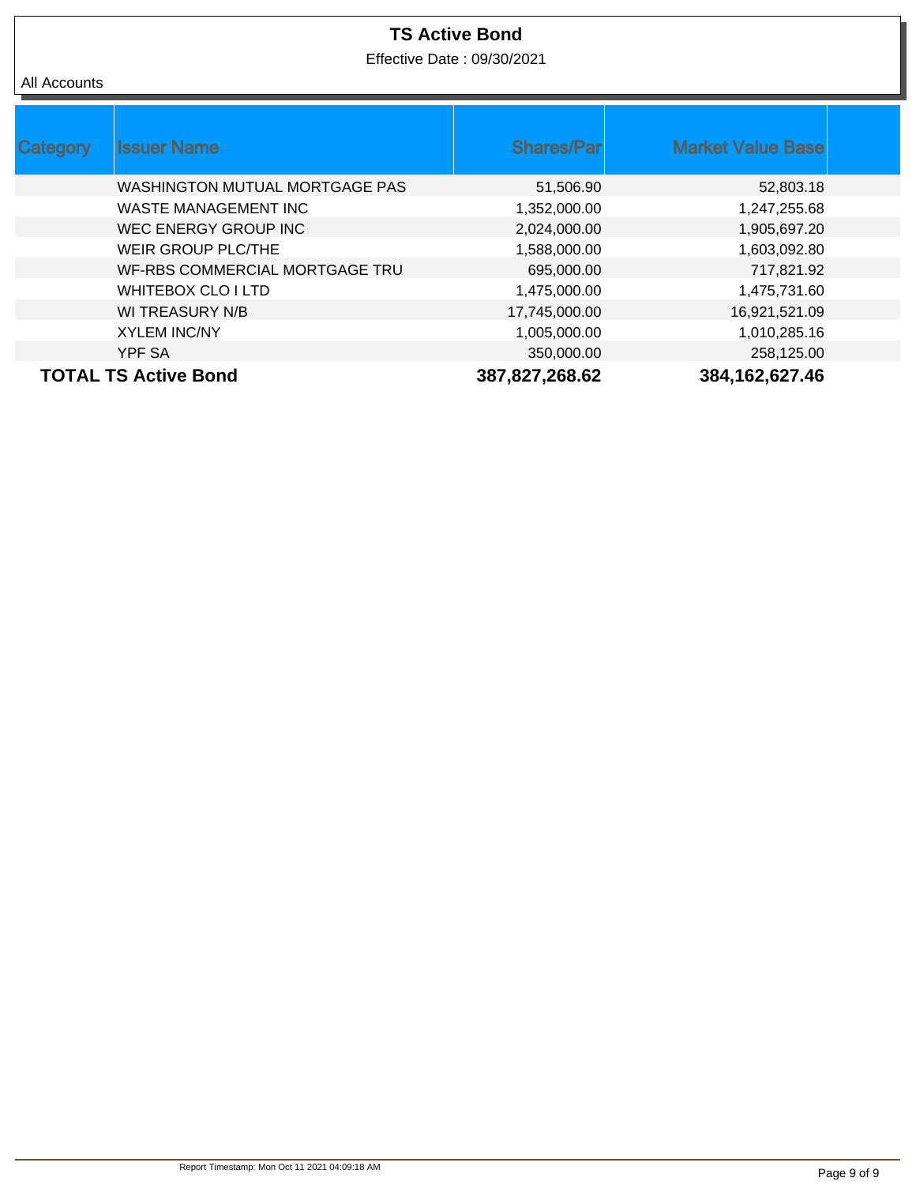# TS Active Bond

Effective Date : 09/30/2021

All Accounts

| Category | Issuer Name | Shares/Par | Market Value Base |
|---|---|---|---|
| | WASHINGTON MUTUAL MORTGAGE PAS | 51,506.90 | 52,803.18 |
| | WASTE MANAGEMENT INC | 1,352,000.00 | 1,247,255.68 |
| | WEC ENERGY GROUP INC | 2,024,000.00 | 1,905,697.20 |
| | WEIR GROUP PLC/THE | 1,588,000.00 | 1,603,092.80 |
| | WF-RBS COMMERCIAL MORTGAGE TRU | 695,000.00 | 717,821.92 |
| | WHITEBOX CLO I LTD | 1,475,000.00 | 1,475,731.60 |
| | WI TREASURY N/B | 17,745,000.00 | 16,921,521.09 |
| | XYLEM INC/NY | 1,005,000.00 | 1,010,285.16 |
| | YPF SA | 350,000.00 | 258,125.00 |
| **TOTAL TS Active Bond** | | **387,827,268.62** | **384,162,627.46** |

Report Timestamp: Mon Oct 11 2021 04:09:18 AM